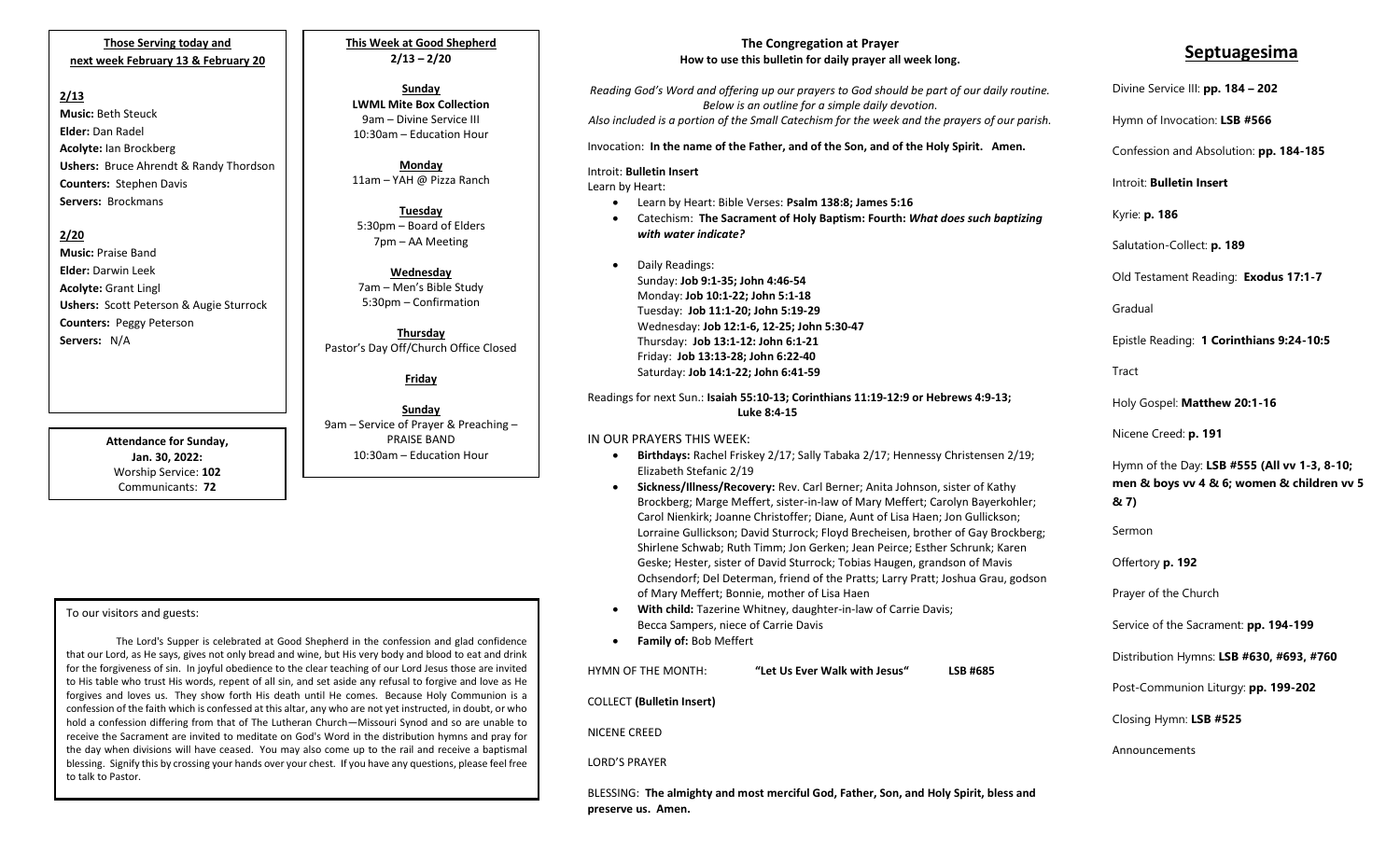### Those Serving today and next week February 13 & February 20

**2/13**

**Music:** Beth Steuck
**Elder:** Dan Radel
**Acolyte:** Ian Brockberg
**Ushers:** Bruce Ahrendt & Randy Thordson
**Counters:** Stephen Davis
**Servers:** Brockmans

**2/20**

**Music:** Praise Band
**Elder:** Darwin Leek
**Acolyte:** Grant Lingl
**Ushers:** Scott Peterson & Augie Sturrock
**Counters:** Peggy Peterson
**Servers:** N/A

**Attendance for Sunday, Jan. 30, 2022:**
Worship Service: **102**
Communicants: **72**

### This Week at Good Shepherd
**2/13 – 2/20**

**Sunday**
**LWML Mite Box Collection**
9am – Divine Service III
10:30am – Education Hour

**Monday**
11am – YAH @ Pizza Ranch

**Tuesday**
5:30pm – Board of Elders
7pm – AA Meeting

**Wednesday**
7am – Men's Bible Study
5:30pm – Confirmation

**Thursday**
Pastor's Day Off/Church Office Closed

**Friday**

**Sunday**
9am – Service of Prayer & Preaching – PRAISE BAND
10:30am – Education Hour

To our visitors and guests:

The Lord's Supper is celebrated at Good Shepherd in the confession and glad confidence that our Lord, as He says, gives not only bread and wine, but His very body and blood to eat and drink for the forgiveness of sin. In joyful obedience to the clear teaching of our Lord Jesus those are invited to His table who trust His words, repent of all sin, and set aside any refusal to forgive and love as He forgives and loves us. They show forth His death until He comes. Because Holy Communion is a confession of the faith which is confessed at this altar, any who are not yet instructed, in doubt, or who hold a confession differing from that of The Lutheran Church—Missouri Synod and so are unable to receive the Sacrament are invited to meditate on God's Word in the distribution hymns and pray for the day when divisions will have ceased. You may also come up to the rail and receive a baptismal blessing. Signify this by crossing your hands over your chest. If you have any questions, please feel free to talk to Pastor.

### The Congregation at Prayer
**How to use this bulletin for daily prayer all week long.**

*Reading God's Word and offering up our prayers to God should be part of our daily routine. Below is an outline for a simple daily devotion. Also included is a portion of the Small Catechism for the week and the prayers of our parish.*

Invocation: **In the name of the Father, and of the Son, and of the Holy Spirit. Amen.**

Introit: **Bulletin Insert**

Learn by Heart:

- Learn by Heart: Bible Verses: **Psalm 138:8; James 5:16**
- Catechism: **The Sacrament of Holy Baptism: Fourth:** ***What does such baptizing with water indicate?***
- Daily Readings:
  Sunday: **Job 9:1-35; John 4:46-54**
  Monday: **Job 10:1-22; John 5:1-18**
  Tuesday: **Job 11:1-20; John 5:19-29**
  Wednesday: **Job 12:1-6, 12-25; John 5:30-47**
  Thursday: **Job 13:1-12: John 6:1-21**
  Friday: **Job 13:13-28; John 6:22-40**
  Saturday: **Job 14:1-22; John 6:41-59**

Readings for next Sun.: **Isaiah 55:10-13; Corinthians 11:19-12:9 or Hebrews 4:9-13; Luke 8:4-15**

IN OUR PRAYERS THIS WEEK:

- **Birthdays:** Rachel Friskey 2/17; Sally Tabaka 2/17; Hennessy Christensen 2/19; Elizabeth Stefanic 2/19
- **Sickness/Illness/Recovery:** Rev. Carl Berner; Anita Johnson, sister of Kathy Brockberg; Marge Meffert, sister-in-law of Mary Meffert; Carolyn Bayerkohler; Carol Nienkirk; Joanne Christoffer; Diane, Aunt of Lisa Haen; Jon Gullickson; Lorraine Gullickson; David Sturrock; Floyd Brecheisen, brother of Gay Brockberg; Shirlene Schwab; Ruth Timm; Jon Gerken; Jean Peirce; Esther Schrunk; Karen Geske; Hester, sister of David Sturrock; Tobias Haugen, grandson of Mavis Ochsendorf; Del Determan, friend of the Pratts; Larry Pratt; Joshua Grau, godson of Mary Meffert; Bonnie, mother of Lisa Haen
- **With child:** Tazerine Whitney, daughter-in-law of Carrie Davis; Becca Sampers, niece of Carrie Davis
- **Family of:** Bob Meffert

HYMN OF THE MONTH: **"Let Us Ever Walk with Jesus"** **LSB #685**

COLLECT **(Bulletin Insert)**

NICENE CREED

LORD'S PRAYER

BLESSING: **The almighty and most merciful God, Father, Son, and Holy Spirit, bless and preserve us. Amen.**

## Septuagesima

Divine Service III: **pp. 184 – 202**

Hymn of Invocation: **LSB #566**

Confession and Absolution: **pp. 184-185**

Introit: **Bulletin Insert**

Kyrie: **p. 186**

Salutation-Collect: **p. 189**

Old Testament Reading: **Exodus 17:1-7**

Gradual

Epistle Reading: **1 Corinthians 9:24-10:5**

Tract

Holy Gospel: **Matthew 20:1-16**

Nicene Creed: **p. 191**

Hymn of the Day: **LSB #555 (All vv 1-3, 8-10; men & boys vv 4 & 6; women & children vv 5 & 7)**

Sermon

Offertory **p. 192**

Prayer of the Church

Service of the Sacrament: **pp. 194-199**

Distribution Hymns: **LSB #630, #693, #760**

Post-Communion Liturgy: **pp. 199-202**

Closing Hymn: **LSB #525**

Announcements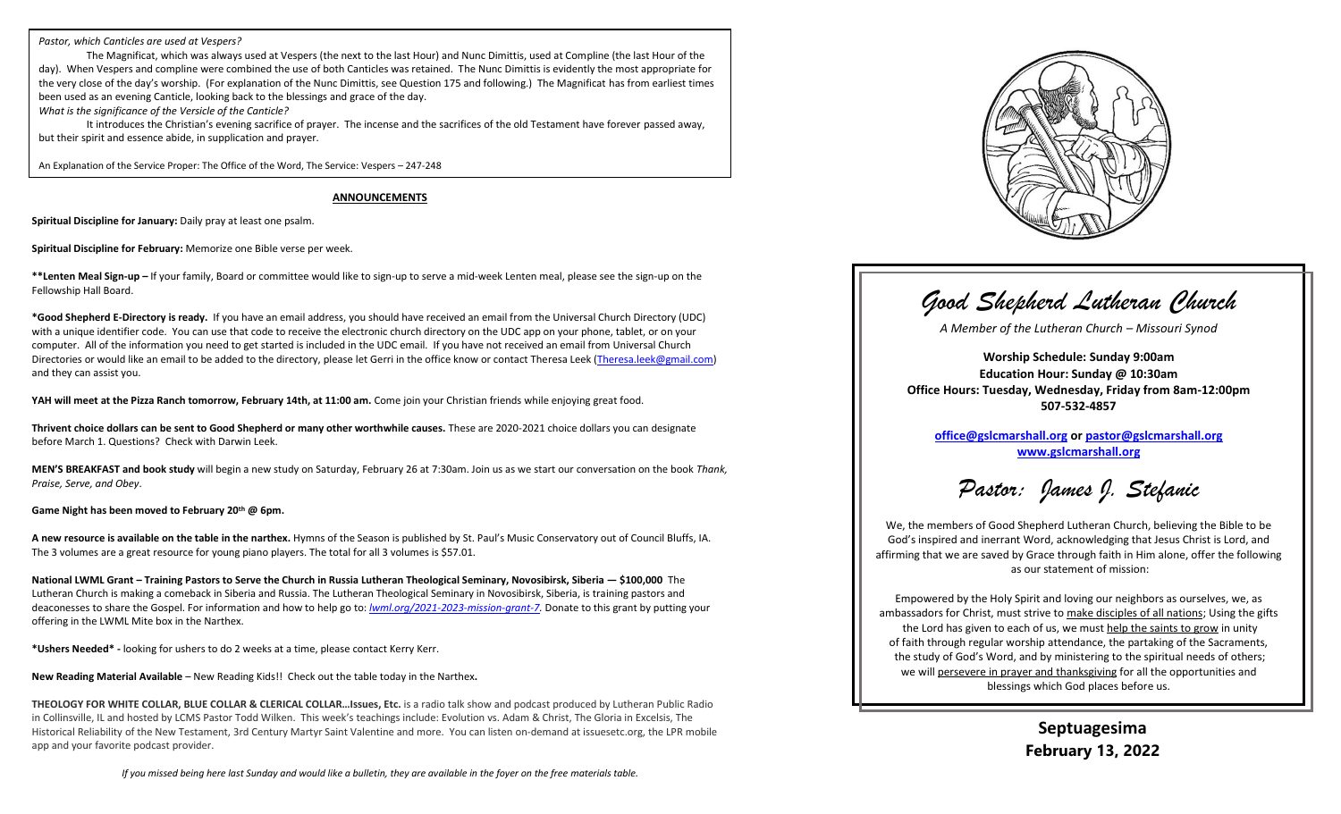*Pastor, which Canticles are used at Vespers?*

The Magnificat, which was always used at Vespers (the next to the last Hour) and Nunc Dimittis, used at Compline (the last Hour of the day). When Vespers and compline were combined the use of both Canticles was retained. The Nunc Dimittis is evidently the most appropriate for the very close of the day's worship. (For explanation of the Nunc Dimittis, see Question 175 and following.) The Magnificat has from earliest times been used as an evening Canticle, looking back to the blessings and grace of the day.

*What is the significance of the Versicle of the Canticle?*

It introduces the Christian's evening sacrifice of prayer. The incense and the sacrifices of the old Testament have forever passed away, but their spirit and essence abide, in supplication and prayer.

An Explanation of the Service Proper: The Office of the Word, The Service: Vespers – 247-248

## ANNOUNCEMENTS

**Spiritual Discipline for January:** Daily pray at least one psalm.

**Spiritual Discipline for February:** Memorize one Bible verse per week.

**\*\*Lenten Meal Sign-up –** If your family, Board or committee would like to sign-up to serve a mid-week Lenten meal, please see the sign-up on the Fellowship Hall Board.

**\*Good Shepherd E-Directory is ready.** If you have an email address, you should have received an email from the Universal Church Directory (UDC) with a unique identifier code. You can use that code to receive the electronic church directory on the UDC app on your phone, tablet, or on your computer. All of the information you need to get started is included in the UDC email. If you have not received an email from Universal Church Directories or would like an email to be added to the directory, please let Gerri in the office know or contact Theresa Leek (Theresa.leek@gmail.com) and they can assist you.

**YAH will meet at the Pizza Ranch tomorrow, February 14th, at 11:00 am.** Come join your Christian friends while enjoying great food.

**Thrivent choice dollars can be sent to Good Shepherd or many other worthwhile causes.** These are 2020-2021 choice dollars you can designate before March 1. Questions? Check with Darwin Leek.

**MEN'S BREAKFAST and book study** will begin a new study on Saturday, February 26 at 7:30am. Join us as we start our conversation on the book *Thank, Praise, Serve, and Obey*.

**Game Night has been moved to February 20th @ 6pm.**

**A new resource is available on the table in the narthex.** Hymns of the Season is published by St. Paul's Music Conservatory out of Council Bluffs, IA. The 3 volumes are a great resource for young piano players. The total for all 3 volumes is $57.01.

**National LWML Grant – Training Pastors to Serve the Church in Russia Lutheran Theological Seminary, Novosibirsk, Siberia — $100,000** The Lutheran Church is making a comeback in Siberia and Russia. The Lutheran Theological Seminary in Novosibirsk, Siberia, is training pastors and deaconesses to share the Gospel. For information and how to help go to: *lwml.org/2021-2023-mission-grant-7.* Donate to this grant by putting your offering in the LWML Mite box in the Narthex.

**\*Ushers Needed\* -** looking for ushers to do 2 weeks at a time, please contact Kerry Kerr.

**New Reading Material Available** – New Reading Kids!! Check out the table today in the Narthex**.**

**THEOLOGY FOR WHITE COLLAR, BLUE COLLAR & CLERICAL COLLAR…Issues, Etc.** is a radio talk show and podcast produced by Lutheran Public Radio in Collinsville, IL and hosted by LCMS Pastor Todd Wilken. This week's teachings include: Evolution vs. Adam & Christ, The Gloria in Excelsis, The Historical Reliability of the New Testament, 3rd Century Martyr Saint Valentine and more. You can listen on-demand at issuesetc.org, the LPR mobile app and your favorite podcast provider.

*If you missed being here last Sunday and would like a bulletin, they are available in the foyer on the free materials table.*

# *Good Shepherd Lutheran Church*

*A Member of the Lutheran Church – Missouri Synod*

**Worship Schedule: Sunday 9:00am**
**Education Hour: Sunday @ 10:30am**
**Office Hours: Tuesday, Wednesday, Friday from 8am-12:00pm**
**507-532-4857**

**office@gslcmarshall.org or pastor@gslcmarshall.org**
**www.gslcmarshall.org**

## *Pastor: James J. Stefanic*

We, the members of Good Shepherd Lutheran Church, believing the Bible to be God's inspired and inerrant Word, acknowledging that Jesus Christ is Lord, and affirming that we are saved by Grace through faith in Him alone, offer the following as our statement of mission:

Empowered by the Holy Spirit and loving our neighbors as ourselves, we, as ambassadors for Christ, must strive to make disciples of all nations; Using the gifts the Lord has given to each of us, we must help the saints to grow in unity of faith through regular worship attendance, the partaking of the Sacraments, the study of God's Word, and by ministering to the spiritual needs of others; we will persevere in prayer and thanksgiving for all the opportunities and blessings which God places before us.

**Septuagesima**
**February 13, 2022**